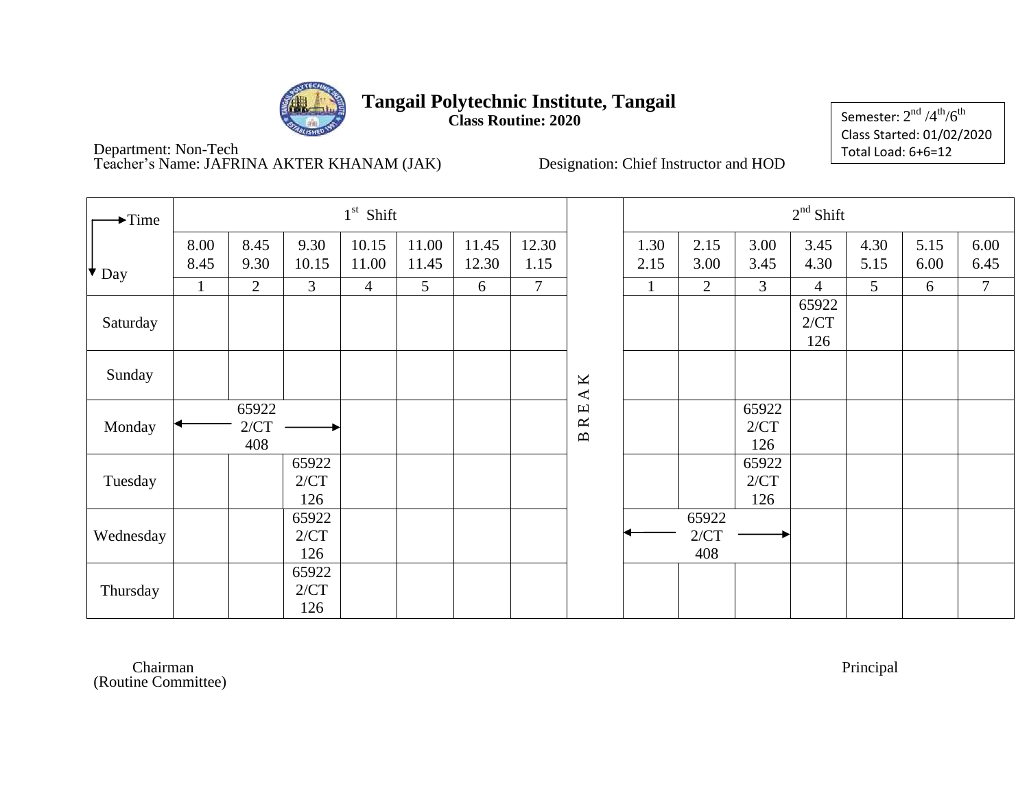# Tangail Polytechnic Institute, Tangail

**Class Routine: 2020**

Semester: $2^{nd}$ /$4^{th}$/$6^{th}$
Class Started: 01/02/2020
Total Load: 6+6=12

Department: Non-Tech
Teacher's Name: JAFRINA AKTER KHANAM (JAK)
Designation: Chief Instructor and HOD

| Time → / Day ↓ | 1st Shift | | | | | | | | 2nd Shift | | | | | | |
|---|---|---|---|---|---|---|---|---|---|---|---|---|---|---|---|
| | 8.00 8.45 | 8.45 9.30 | 9.30 10.15 | 10.15 11.00 | 11.00 11.45 | 11.45 12.30 | 12.30 1.15 | | 1.30 2.15 | 2.15 3.00 | 3.00 3.45 | 3.45 4.30 | 4.30 5.15 | 5.15 6.00 | 6.00 6.45 |
| | 1 | 2 | 3 | 4 | 5 | 6 | 7 | | 1 | 2 | 3 | 4 | 5 | 6 | 7 |
| Saturday | | | | | | | | BREAK | | | | 65922 2/CT 126 | | | |
| Sunday | | | | | | | | BREAK | | | | | | | |
| Monday | ← | 65922 2/CT 408 | → | | | | | BREAK | | | 65922 2/CT 126 | | | | |
| Tuesday | | | 65922 2/CT 126 | | | | | BREAK | | | 65922 2/CT 126 | | | | |
| Wednesday | | | 65922 2/CT 126 | | | | | BREAK | ← | 65922 2/CT 408 | → | | | | |
| Thursday | | | 65922 2/CT 126 | | | | | BREAK | | | | | | | |

Chairman
(Routine Committee)

Principal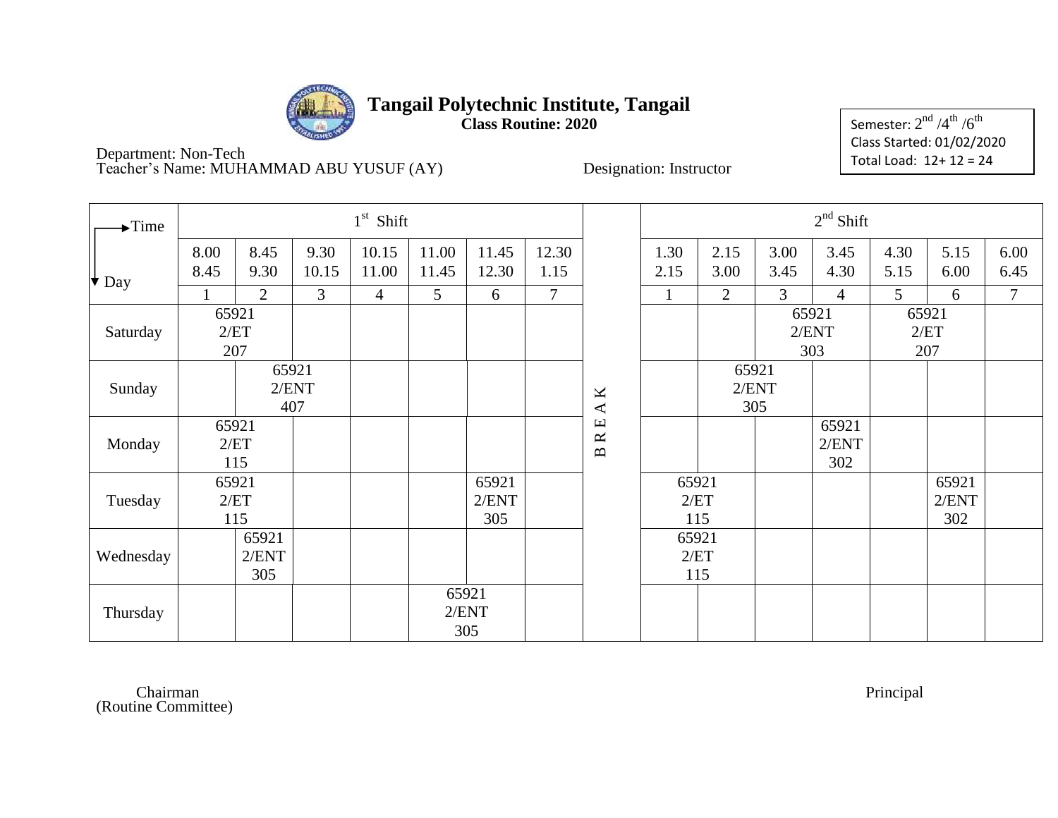# Tangail Polytechnic Institute, Tangail

**Class Routine: 2020**

Semester: 2nd /4th /6th
Class Started: 01/02/2020
Total Load: 12+ 12 = 24

Department: Non-Tech
Teacher's Name: MUHAMMAD ABU YUSUF (AY)

Designation: Instructor

| Time → / Day ↓ | 1st Shift | | | | | | | BREAK | 2nd Shift | | | | | | |
|---|---|---|---|---|---|---|---|---|---|---|---|---|---|---|---|
| | 8.00 8.45 | 8.45 9.30 | 9.30 10.15 | 10.15 11.00 | 11.00 11.45 | 11.45 12.30 | 12.30 1.15 | | 1.30 2.15 | 2.15 3.00 | 3.00 3.45 | 3.45 4.30 | 4.30 5.15 | 5.15 6.00 | 6.00 6.45 |
| | 1 | 2 | 3 | 4 | 5 | 6 | 7 | | 1 | 2 | 3 | 4 | 5 | 6 | 7 |
| Saturday | 65921 2/ET 207 | | | | | | | | | | 65921 2/ENT 303 | | 65921 2/ET 207 | | |
| Sunday | | 65921 2/ENT 407 | | | | | | | | 65921 2/ENT 305 | | | | | |
| Monday | 65921 2/ET 115 | | | | | | | | | | | 65921 2/ENT 302 | | | |
| Tuesday | 65921 2/ET 115 | | | | | 65921 2/ENT 305 | | | 65921 2/ET 115 | | | | | 65921 2/ENT 302 | |
| Wednesday | | 65921 2/ENT 305 | | | | | | | 65921 2/ET 115 | | | | | | |
| Thursday | | | | | 65921 2/ENT 305 | | | | | | | | | | |

Chairman
(Routine Committee)

Principal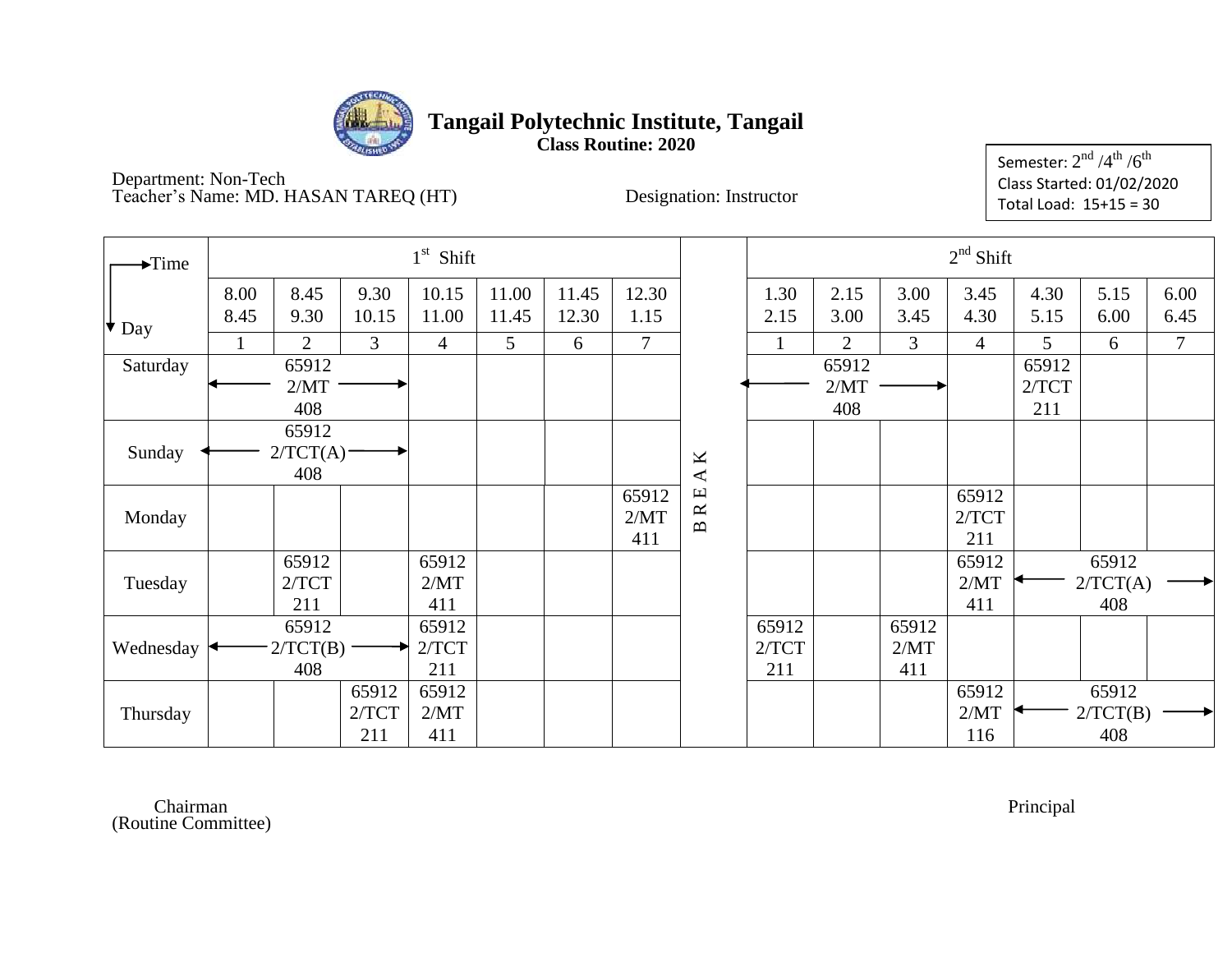# Tangail Polytechnic Institute, Tangail

**Class Routine: 2020**

Semester: $2^{nd}$ /$4^{th}$ /$6^{th}$
Class Started: 01/02/2020
Total Load: 15+15 = 30

Department: Non-Tech
Teacher's Name: MD. HASAN TAREQ (HT)
Designation: Instructor

| Time / Day | 1st Shift | | | | | | | | 2nd Shift | | | | | | |
|---|---|---|---|---|---|---|---|---|---|---|---|---|---|---|---|
| | 8.00 8.45 | 8.45 9.30 | 9.30 10.15 | 10.15 11.00 | 11.00 11.45 | 11.45 12.30 | 12.30 1.15 | | 1.30 2.15 | 2.15 3.00 | 3.00 3.45 | 3.45 4.30 | 4.30 5.15 | 5.15 6.00 | 6.00 6.45 |
| | 1 | 2 | 3 | 4 | 5 | 6 | 7 | | 1 | 2 | 3 | 4 | 5 | 6 | 7 |
| Saturday | ← 65912 2/MT 408 → | | | | | | | BREAK | ← 65912 2/MT 408 → | | | | 65912 2/TCT 211 | | |
| Sunday | ← 65912 2/TCT(A) 408 → | | | | | | | BREAK | | | | | | | |
| Monday | | | | | | | 65912 2/MT 411 | BREAK | | | | 65912 2/TCT 211 | | | |
| Tuesday | | 65912 2/TCT 211 | | 65912 2/MT 411 | | | | BREAK | | | | 65912 2/MT 411 | ← 65912 2/TCT(A) 408 → | | |
| Wednesday | ← 65912 2/TCT(B) 408 → | | | 65912 2/TCT 211 | | | | BREAK | 65912 2/TCT 211 | | 65912 2/MT 411 | | | | |
| Thursday | | | 65912 2/TCT 211 | 65912 2/MT 411 | | | | BREAK | | | | 65912 2/MT 116 | ← 65912 2/TCT(B) 408 → | | |

Chairman
(Routine Committee)

Principal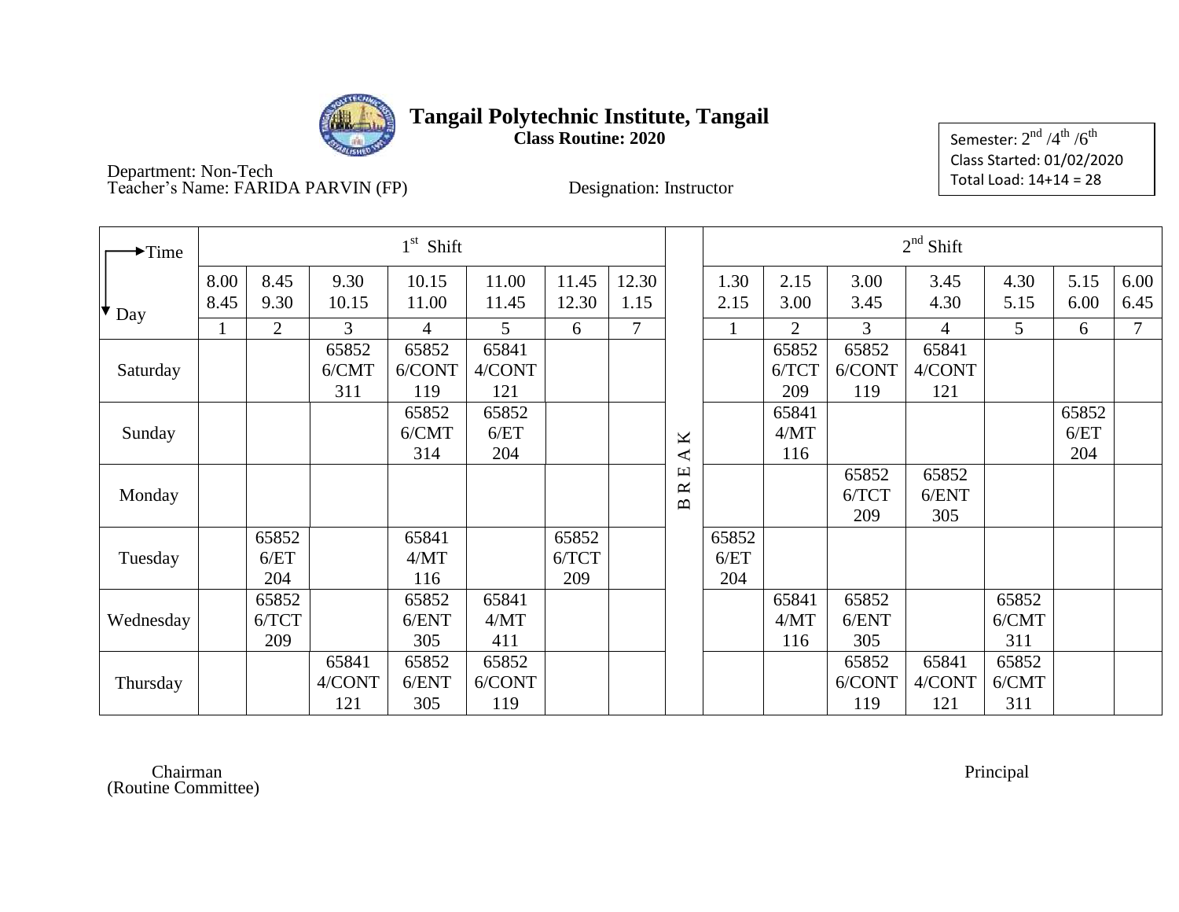# Tangail Polytechnic Institute, Tangail

**Class Routine: 2020**

Semester: 2nd /4th /6th
Class Started: 01/02/2020
Total Load: 14+14 = 28

Department: Non-Tech
Teacher's Name: FARIDA PARVIN (FP)
Designation: Instructor

| Time / Day | 1st Shift | | | | | | | | 2nd Shift | | | | | | |
|---|---|---|---|---|---|---|---|---|---|---|---|---|---|---|---|
| | 8.00 8.45 | 8.45 9.30 | 9.30 10.15 | 10.15 11.00 | 11.00 11.45 | 11.45 12.30 | 12.30 1.15 | | 1.30 2.15 | 2.15 3.00 | 3.00 3.45 | 3.45 4.30 | 4.30 5.15 | 5.15 6.00 | 6.00 6.45 |
| | 1 | 2 | 3 | 4 | 5 | 6 | 7 | | 1 | 2 | 3 | 4 | 5 | 6 | 7 |
| Saturday | | | 65852 6/CMT 311 | 65852 6/CONT 119 | 65841 4/CONT 121 | | | BREAK | | 65852 6/TCT 209 | 65852 6/CONT 119 | 65841 4/CONT 121 | | | |
| Sunday | | | | 65852 6/CMT 314 | 65852 6/ET 204 | | | | | 65841 4/MT 116 | | | | 65852 6/ET 204 | |
| Monday | | | | | | | | | | | 65852 6/TCT 209 | 65852 6/ENT 305 | | | |
| Tuesday | | 65852 6/ET 204 | | 65841 4/MT 116 | | 65852 6/TCT 209 | | | 65852 6/ET 204 | | | | | | |
| Wednesday | | 65852 6/TCT 209 | | 65852 6/ENT 305 | 65841 4/MT 411 | | | | | 65841 4/MT 116 | 65852 6/ENT 305 | | 65852 6/CMT 311 | | |
| Thursday | | | 65841 4/CONT 121 | 65852 6/ENT 305 | 65852 6/CONT 119 | | | | | | 65852 6/CONT 119 | 65841 4/CONT 121 | 65852 6/CMT 311 | | |

Chairman
(Routine Committee)

Principal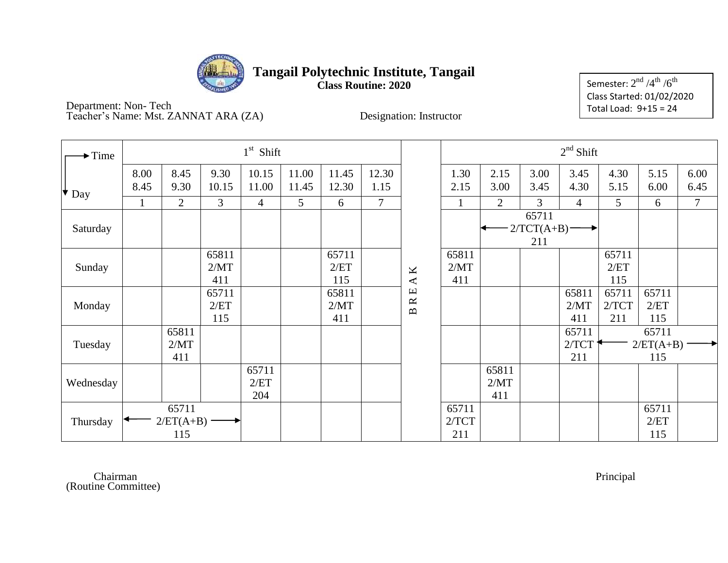# Tangail Polytechnic Institute, Tangail

**Class Routine: 2020**

Semester: 2nd /4th /6th
Class Started: 01/02/2020
Total Load: 9+15 = 24

Department: Non- Tech
Teacher's Name: Mst. ZANNAT ARA (ZA) Designation: Instructor

| Time → / Day ↓ | 1st Shift | | | | | | | | 2nd Shift | | | | | | |
|---|---|---|---|---|---|---|---|---|---|---|---|---|---|---|---|
| | 8.00 8.45 | 8.45 9.30 | 9.30 10.15 | 10.15 11.00 | 11.00 11.45 | 11.45 12.30 | 12.30 1.15 | | 1.30 2.15 | 2.15 3.00 | 3.00 3.45 | 3.45 4.30 | 4.30 5.15 | 5.15 6.00 | 6.00 6.45 |
| | 1 | 2 | 3 | 4 | 5 | 6 | 7 | | 1 | 2 | 3 | 4 | 5 | 6 | 7 |
| Saturday | | | | | | | | B R E A K | | ← 65711 2/TCT(A+B) 211 → | | | | | |
| Sunday | | | 65811 2/MT 411 | | | 65711 2/ET 115 | | | 65811 2/MT 411 | | | | 65711 2/ET 115 | | |
| Monday | | | 65711 2/ET 115 | | | 65811 2/MT 411 | | | | | | 65811 2/MT 411 | 65711 2/TCT 211 | 65711 2/ET 115 | |
| Tuesday | | 65811 2/MT 411 | | | | | | | | | | 65711 2/TCT 211 | ← 65711 2/ET(A+B) 115 → | | |
| Wednesday | | | | 65711 2/ET 204 | | | | | | 65811 2/MT 411 | | | | | |
| Thursday | ← 65711 2/ET(A+B) 115 → | | | | | | | | 65711 2/TCT 211 | | | | | 65711 2/ET 115 | |

Chairman
(Routine Committee)

Principal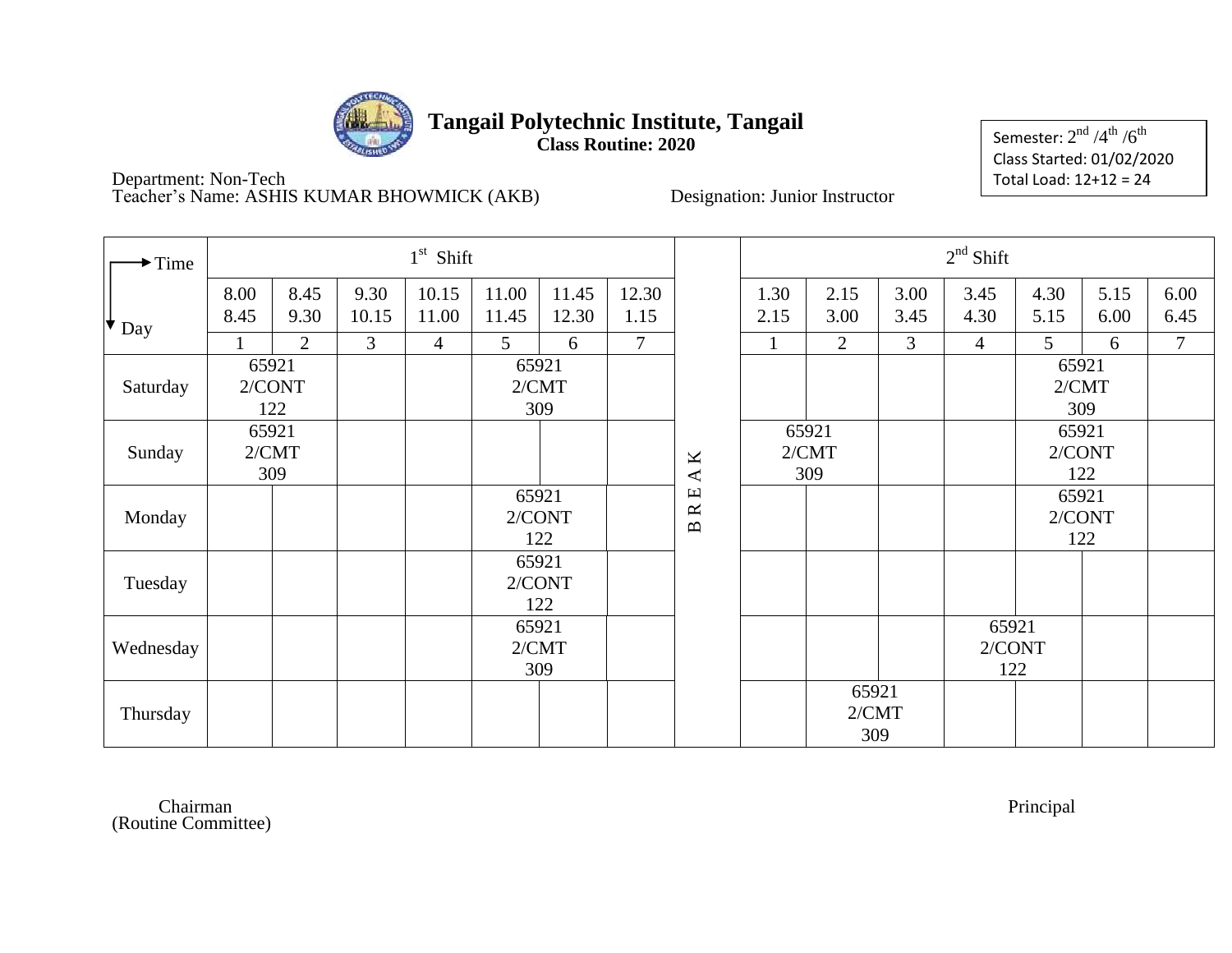# Tangail Polytechnic Institute, Tangail

**Class Routine: 2020**

Semester: 2nd /4th /6th
Class Started: 01/02/2020
Total Load: 12+12 = 24

Department: Non-Tech
Teacher's Name: ASHIS KUMAR BHOWMICK (AKB)    Designation: Junior Instructor

| Time / Day | 1st Shift | | | | | | | | 2nd Shift | | | | | | |
|---|---|---|---|---|---|---|---|---|---|---|---|---|---|---|---|
| | 8.00 8.45 | 8.45 9.30 | 9.30 10.15 | 10.15 11.00 | 11.00 11.45 | 11.45 12.30 | 12.30 1.15 | | 1.30 2.15 | 2.15 3.00 | 3.00 3.45 | 3.45 4.30 | 4.30 5.15 | 5.15 6.00 | 6.00 6.45 |
| | 1 | 2 | 3 | 4 | 5 | 6 | 7 | | 1 | 2 | 3 | 4 | 5 | 6 | 7 |
| Saturday | 65921 2/CONT 122 | | | | 65921 2/CMT 309 | | | B | | | | | 65921 2/CMT 309 | | |
| Sunday | 65921 2/CMT 309 | | | | | | | R | 65921 2/CMT 309 | | | | 65921 2/CONT 122 | | |
| Monday | | | | | 65921 2/CONT 122 | | | E | | | | | 65921 2/CONT 122 | | |
| Tuesday | | | | | 65921 2/CONT 122 | | | A | | | | | | | |
| Wednesday | | | | | 65921 2/CMT 309 | | | K | | | | 65921 2/CONT 122 | | | |
| Thursday | | | | | | | | | | 65921 2/CMT 309 | | | | | |

Chairman
(Routine Committee)

Principal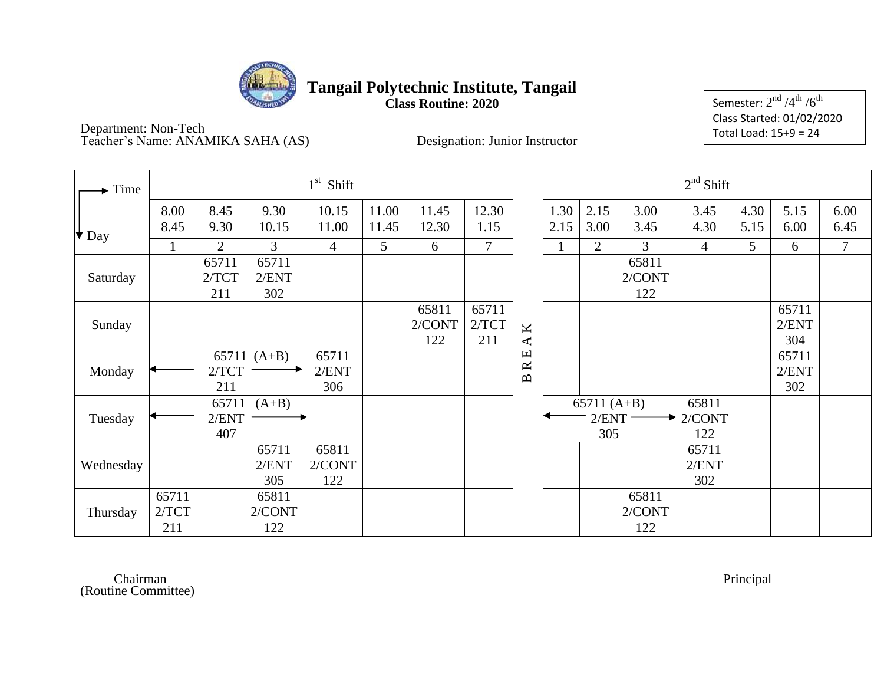# Tangail Polytechnic Institute, Tangail

**Class Routine: 2020**

Semester: $2^{nd}$ / $4^{th}$ / $6^{th}$
Class Started: 01/02/2020
Total Load: 15+9 = 24

Department: Non-Tech
Teacher's Name: ANAMIKA SAHA (AS) Designation: Junior Instructor

| Time / Day | 1st Shift | | | | | | | | 2nd Shift | | | | | | |
|---|---|---|---|---|---|---|---|---|---|---|---|---|---|---|---|
| | 8.00 8.45 | 8.45 9.30 | 9.30 10.15 | 10.15 11.00 | 11.00 11.45 | 11.45 12.30 | 12.30 1.15 | | 1.30 2.15 | 2.15 3.00 | 3.00 3.45 | 3.45 4.30 | 4.30 5.15 | 5.15 6.00 | 6.00 6.45 |
| | 1 | 2 | 3 | 4 | 5 | 6 | 7 | | 1 | 2 | 3 | 4 | 5 | 6 | 7 |
| Saturday | | 65711 2/TCT 211 | 65711 2/ENT 302 | | | | | B | | | 65811 2/CONT 122 | | | | |
| Sunday | | | | | | 65811 2/CONT 122 | 65711 2/TCT 211 | R | | | | | | 65711 2/ENT 304 | |
| Monday | ← 65711 (A+B) 2/TCT 211 → | | | 65711 2/ENT 306 | | | | E | | | | | | 65711 2/ENT 302 | |
| Tuesday | ← 65711 (A+B) 2/ENT 407 → | | | | | | | A | ← 65711 (A+B) 2/ENT 305 → | | | 65811 2/CONT 122 | | | |
| Wednesday | | | 65711 2/ENT 305 | 65811 2/CONT 122 | | | | K | | | | 65711 2/ENT 302 | | | |
| Thursday | 65711 2/TCT 211 | | 65811 2/CONT 122 | | | | | | | | 65811 2/CONT 122 | | | | |

Chairman
(Routine Committee)

Principal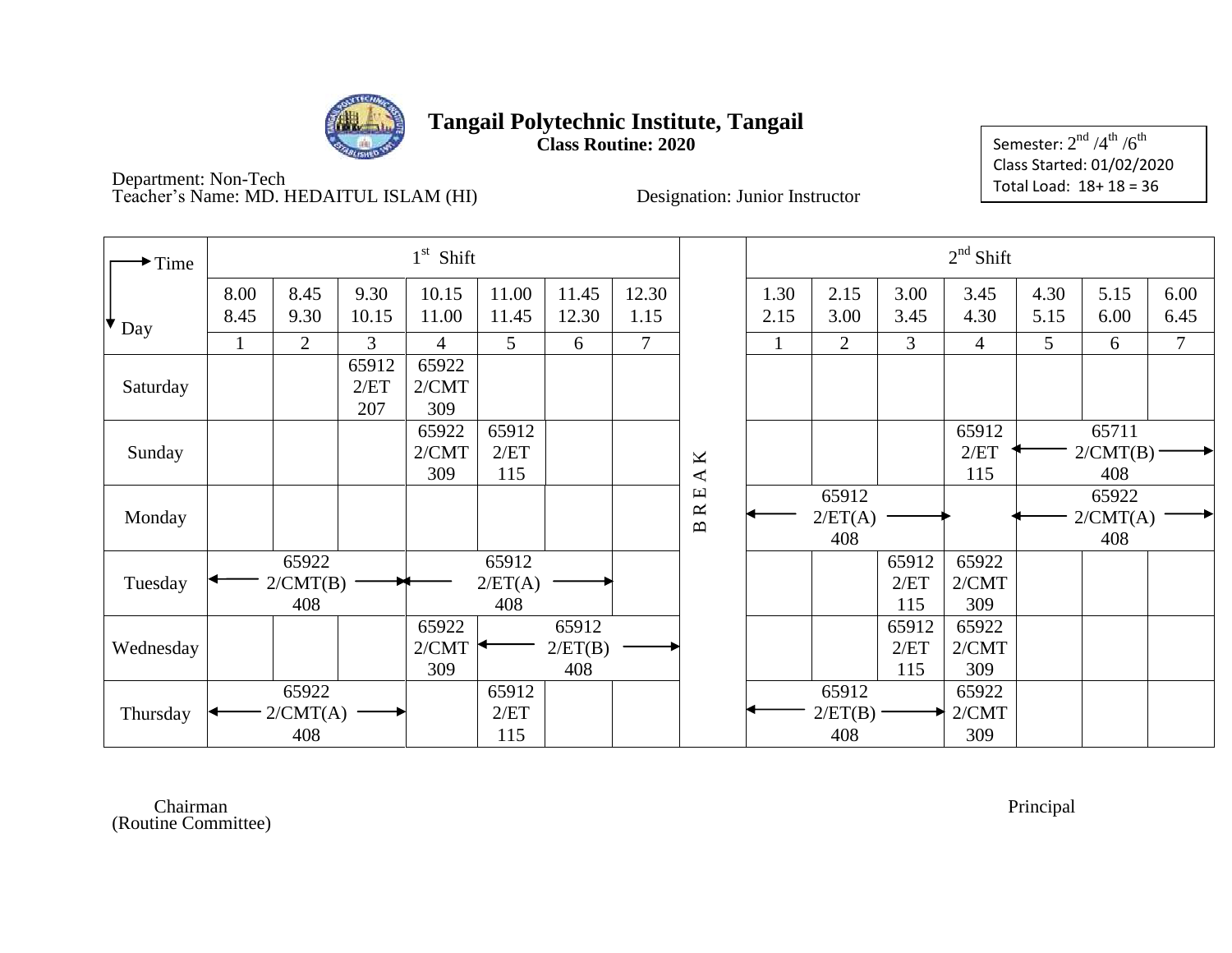# Tangail Polytechnic Institute, Tangail

**Class Routine: 2020**

Semester: 2nd /4th /6th
Class Started: 01/02/2020
Total Load: 18+ 18 = 36

Department: Non-Tech
Teacher's Name: MD. HEDAITUL ISLAM (HI) Designation: Junior Instructor

| Time / Day | 1st Shift | | | | | | | | 2nd Shift | | | | | | |
|---|---|---|---|---|---|---|---|---|---|---|---|---|---|---|---|
| | 8.00 8.45 | 8.45 9.30 | 9.30 10.15 | 10.15 11.00 | 11.00 11.45 | 11.45 12.30 | 12.30 1.15 | | 1.30 2.15 | 2.15 3.00 | 3.00 3.45 | 3.45 4.30 | 4.30 5.15 | 5.15 6.00 | 6.00 6.45 |
| | 1 | 2 | 3 | 4 | 5 | 6 | 7 | | 1 | 2 | 3 | 4 | 5 | 6 | 7 |
| Saturday | | | 65912 2/ET 207 | 65922 2/CMT 309 | | | | B | | | | | | | |
| Sunday | | | | 65922 2/CMT 309 | 65912 2/ET 115 | | | R | | | | 65912 2/ET 115 | ← 65711 2/CMT(B) 408 → | | |
| Monday | | | | | | | | E | ← 65912 2/ET(A) 408 → | | | | ← 65922 2/CMT(A) 408 → | | |
| Tuesday | ← 65922 2/CMT(B) 408 → | | | ← 65912 2/ET(A) 408 → | | | | A | | | 65912 2/ET 115 | 65922 2/CMT 309 | | | |
| Wednesday | | | | 65922 2/CMT 309 | ← 65912 2/ET(B) 408 → | | | K | | | 65912 2/ET 115 | 65922 2/CMT 309 | | | |
| Thursday | ← 65922 2/CMT(A) 408 → | | | | 65912 2/ET 115 | | | | ← 65912 2/ET(B) 408 → | | | 65922 2/CMT 309 | | | |

Chairman
(Routine Committee)

Principal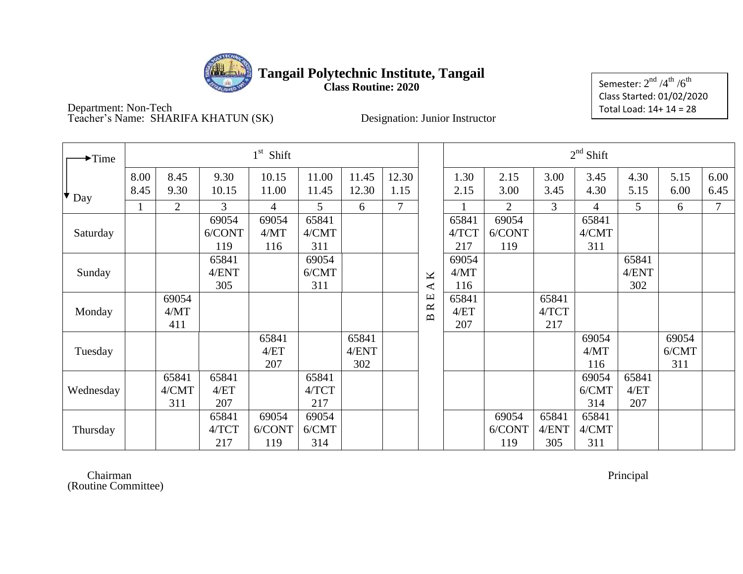# Tangail Polytechnic Institute, Tangail

**Class Routine: 2020**

Semester: $2^{nd}$ /$4^{th}$ /$6^{th}$
Class Started: 01/02/2020
Total Load: 14+ 14 = 28

Department: Non-Tech
Teacher's Name: SHARIFA KHATUN (SK)
Designation: Junior Instructor

| Time → / Day ↓ | 1st Shift | | | | | | | | 2nd Shift | | | | | | |
|---|---|---|---|---|---|---|---|---|---|---|---|---|---|---|---|
| | 8.00 8.45 | 8.45 9.30 | 9.30 10.15 | 10.15 11.00 | 11.00 11.45 | 11.45 12.30 | 12.30 1.15 | | 1.30 2.15 | 2.15 3.00 | 3.00 3.45 | 3.45 4.30 | 4.30 5.15 | 5.15 6.00 | 6.00 6.45 |
| | 1 | 2 | 3 | 4 | 5 | 6 | 7 | | 1 | 2 | 3 | 4 | 5 | 6 | 7 |
| Saturday | | | 69054 6/CONT 119 | 69054 4/MT 116 | 65841 4/CMT 311 | | | BREAK | 65841 4/TCT 217 | 69054 6/CONT 119 | | 65841 4/CMT 311 | | | |
| Sunday | | | 65841 4/ENT 305 | | 69054 6/CMT 311 | | | | 69054 4/MT 116 | | | | 65841 4/ENT 302 | | |
| Monday | | 69054 4/MT 411 | | | | | | | 65841 4/ET 207 | | 65841 4/TCT 217 | | | | |
| Tuesday | | | | 65841 4/ET 207 | | 65841 4/ENT 302 | | | | | | 69054 4/MT 116 | | 69054 6/CMT 311 | |
| Wednesday | | 65841 4/CMT 311 | 65841 4/ET 207 | | 65841 4/TCT 217 | | | | | | | 69054 6/CMT 314 | 65841 4/ET 207 | | |
| Thursday | | | 65841 4/TCT 217 | 69054 6/CONT 119 | 69054 6/CMT 314 | | | | | 69054 6/CONT 119 | 65841 4/ENT 305 | 65841 4/CMT 311 | | | |

Chairman
(Routine Committee)

Principal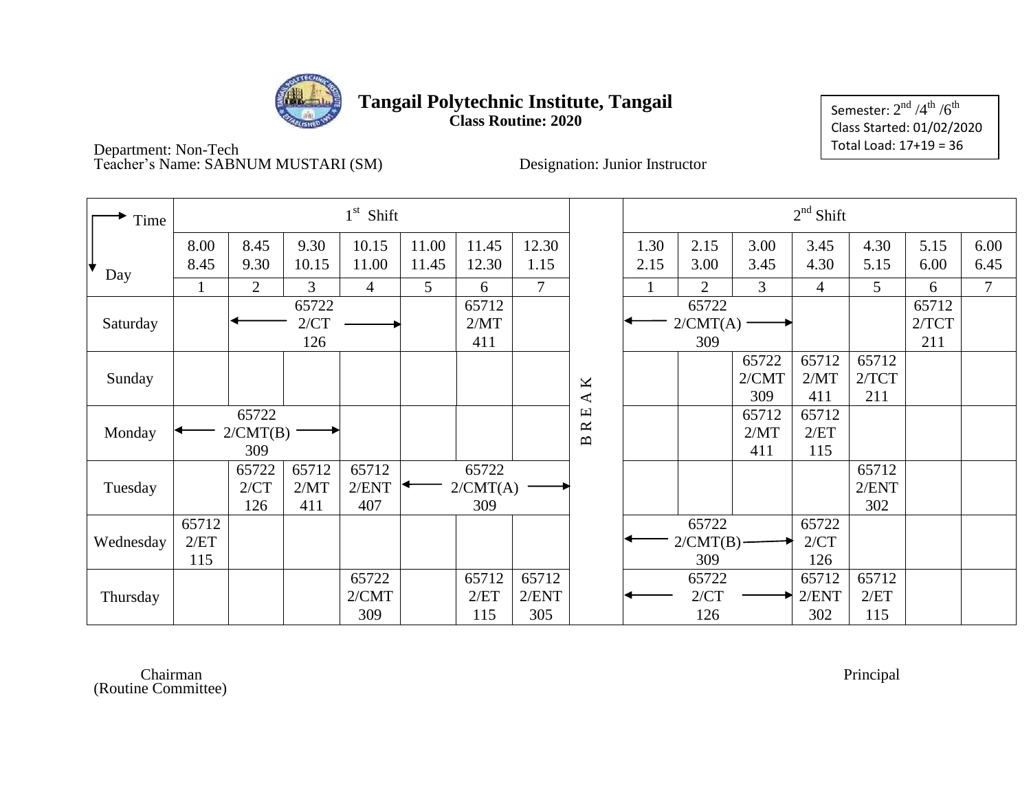# Tangail Polytechnic Institute, Tangail

**Class Routine: 2020**

Semester: 2nd /4th /6th
Class Started: 01/02/2020
Total Load: 17+19 = 36

Department: Non-Tech
Teacher's Name: SABNUM MUSTARI (SM)
Designation: Junior Instructor

| Time / Day | 1st Shift | | | | | | | | 2nd Shift | | | | | | |
|---|---|---|---|---|---|---|---|---|---|---|---|---|---|---|---|
| | 8.00 8.45 | 8.45 9.30 | 9.30 10.15 | 10.15 11.00 | 11.00 11.45 | 11.45 12.30 | 12.30 1.15 | | 1.30 2.15 | 2.15 3.00 | 3.00 3.45 | 3.45 4.30 | 4.30 5.15 | 5.15 6.00 | 6.00 6.45 |
| | 1 | 2 | 3 | 4 | 5 | 6 | 7 | | 1 | 2 | 3 | 4 | 5 | 6 | 7 |
| Saturday | | ← 65722 2/CT 126 (periods 2–4) → | | | | 65712 2/MT 411 | | B | ← 65722 2/CMT(A) 309 (periods 1–3) → | | | | | 65712 2/TCT 211 | |
| Sunday | | | | | | | | R | | | 65722 2/CMT 309 | 65712 2/MT 411 | 65712 2/TCT 211 | | |
| Monday | ← 65722 2/CMT(B) 309 (periods 1–3) → | | | | | | | E | | | 65712 2/MT 411 | 65712 2/ET 115 | | | |
| Tuesday | | 65722 2/CT 126 | 65712 2/MT 411 | 65712 2/ENT 407 | ← 65722 2/CMT(A) 309 (periods 5–7) → | | | A | | | | | 65712 2/ENT 302 | | |
| Wednesday | 65712 2/ET 115 | | | | | | | K | ← 65722 2/CMT(B) 309 (periods 1–3) → | | | 65722 2/CT 126 | | | |
| Thursday | | | | 65722 2/CMT 309 | | 65712 2/ET 115 | 65712 2/ENT 305 | | ← 65722 2/CT 126 (periods 1–3) → | | | 65712 2/ENT 302 | 65712 2/ET 115 | | |

Chairman
(Routine Committee)

Principal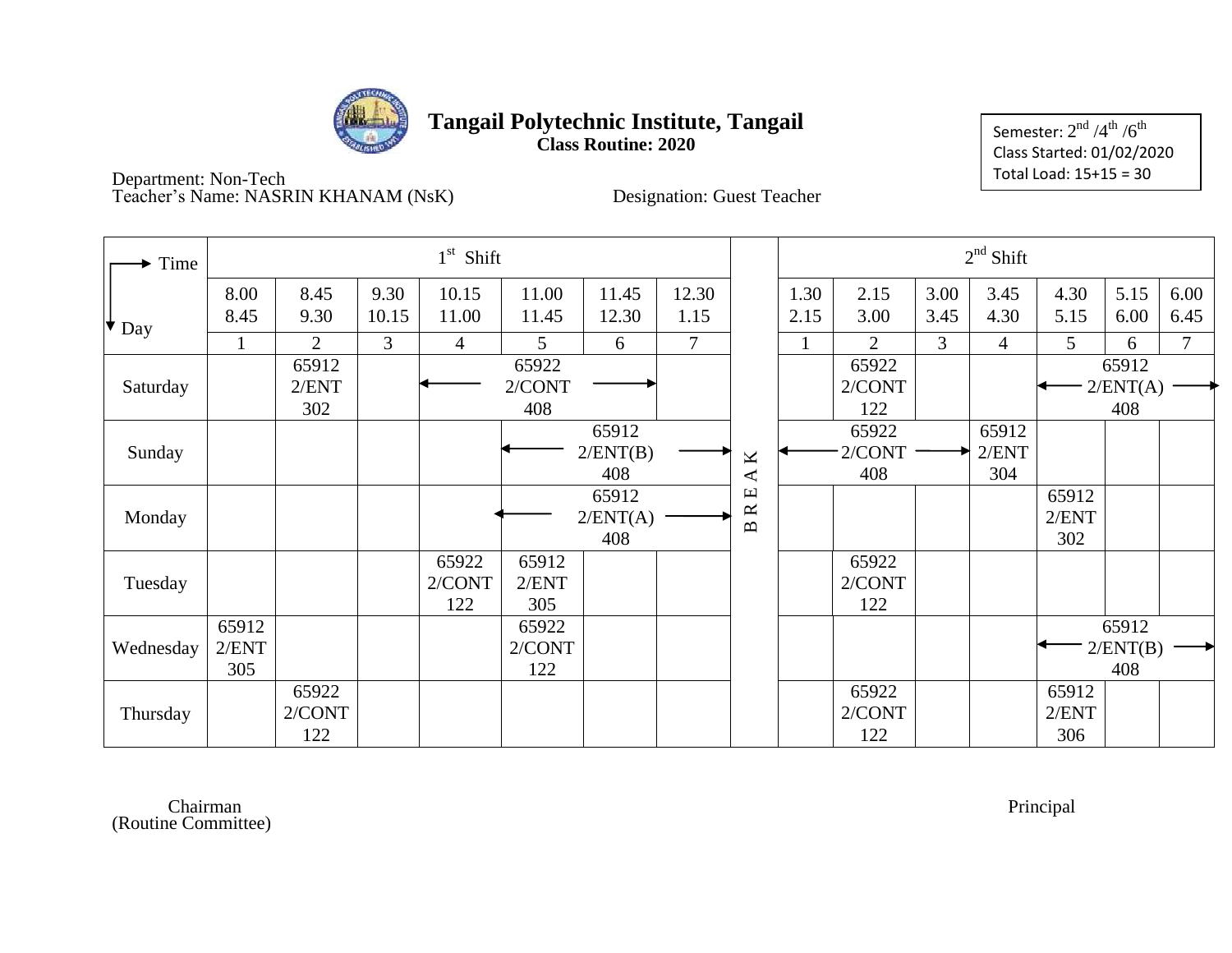# Tangail Polytechnic Institute, Tangail

**Class Routine: 2020**

Semester: 2[nd] /4[th] /6[th]
Class Started: 01/02/2020
Total Load: 15+15 = 30

Department: Non-Tech
Teacher's Name: NASRIN KHANAM (NsK)

Designation: Guest Teacher

| Time / Day | 1st Shift | | | | | | | | 2nd Shift | | | | | | |
|---|---|---|---|---|---|---|---|---|---|---|---|---|---|---|---|
| | 8.00 8.45 | 8.45 9.30 | 9.30 10.15 | 10.15 11.00 | 11.00 11.45 | 11.45 12.30 | 12.30 1.15 | | 1.30 2.15 | 2.15 3.00 | 3.00 3.45 | 3.45 4.30 | 4.30 5.15 | 5.15 6.00 | 6.00 6.45 |
| | 1 | 2 | 3 | 4 | 5 | 6 | 7 | | 1 | 2 | 3 | 4 | 5 | 6 | 7 |
| Saturday | | 65912 2/ENT 302 | | ← 65922 2/CONT 408 → | | | | B | | 65922 2/CONT 122 | | | ← 65912 2/ENT(A) 408 → | | |
| Sunday | | | | | ← 65912 2/ENT(B) 408 → | | | R | ← 65922 2/CONT 408 → | | | 65912 2/ENT 304 | | | |
| Monday | | | | | ← 65912 2/ENT(A) 408 → | | | E | | | | | 65912 2/ENT 302 | | |
| Tuesday | | | | 65922 2/CONT 122 | 65912 2/ENT 305 | | | A | | 65922 2/CONT 122 | | | | | |
| Wednesday | 65912 2/ENT 305 | | | | 65922 2/CONT 122 | | | K | | | | | ← 65912 2/ENT(B) 408 → | | |
| Thursday | | 65922 2/CONT 122 | | | | | | | | 65922 2/CONT 122 | | | 65912 2/ENT 306 | | |

Chairman
(Routine Committee)

Principal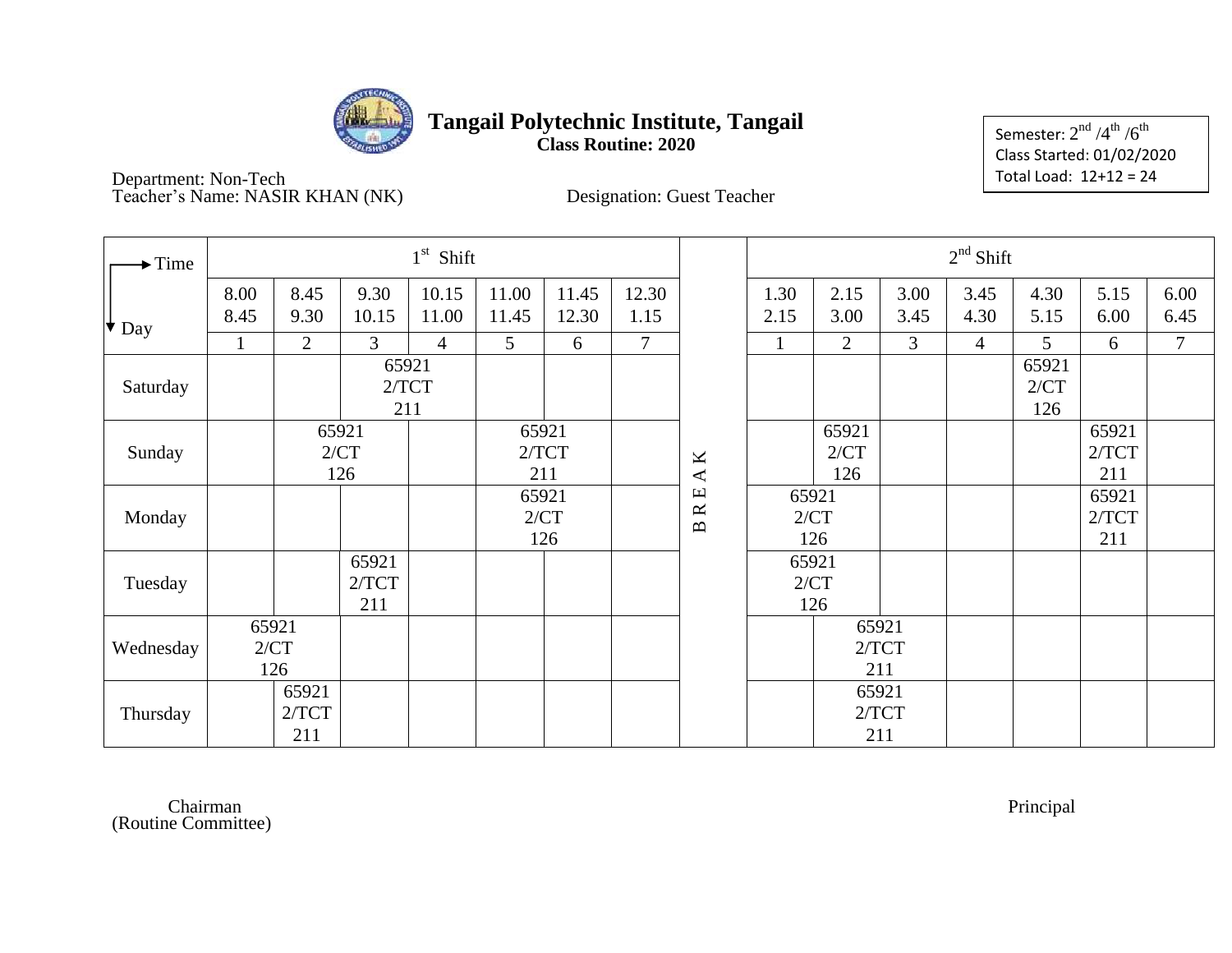# Tangail Polytechnic Institute, Tangail

**Class Routine: 2020**

Semester: $2^{nd}$ / $4^{th}$ / $6^{th}$
Class Started: 01/02/2020
Total Load: 12+12 = 24

Department: Non-Tech
Teacher's Name: NASIR KHAN (NK)

Designation: Guest Teacher

| Time / Day | 1st Shift | | | | | | | | 2nd Shift | | | | | | |
|---|---|---|---|---|---|---|---|---|---|---|---|---|---|---|---|
| | 8.00 8.45 | 8.45 9.30 | 9.30 10.15 | 10.15 11.00 | 11.00 11.45 | 11.45 12.30 | 12.30 1.15 | | 1.30 2.15 | 2.15 3.00 | 3.00 3.45 | 3.45 4.30 | 4.30 5.15 | 5.15 6.00 | 6.00 6.45 |
| | 1 | 2 | 3 | 4 | 5 | 6 | 7 | | 1 | 2 | 3 | 4 | 5 | 6 | 7 |
| Saturday | | | 65921 2/TCT 211 | | | | | B | | | | | 65921 2/CT 126 | | |
| Sunday | | 65921 2/CT 126 | | | 65921 2/TCT 211 | | | R | | 65921 2/CT 126 | | | | 65921 2/TCT 211 | |
| Monday | | | | | 65921 2/CT 126 | | | E | 65921 2/CT 126 | | | | | 65921 2/TCT 211 | |
| Tuesday | | | 65921 2/TCT 211 | | | | | A | 65921 2/CT 126 | | | | | | |
| Wednesday | 65921 2/CT 126 | | | | | | | K | | 65921 2/TCT 211 | | | | | |
| Thursday | | 65921 2/TCT 211 | | | | | | | | 65921 2/TCT 211 | | | | | |

Chairman
(Routine Committee)

Principal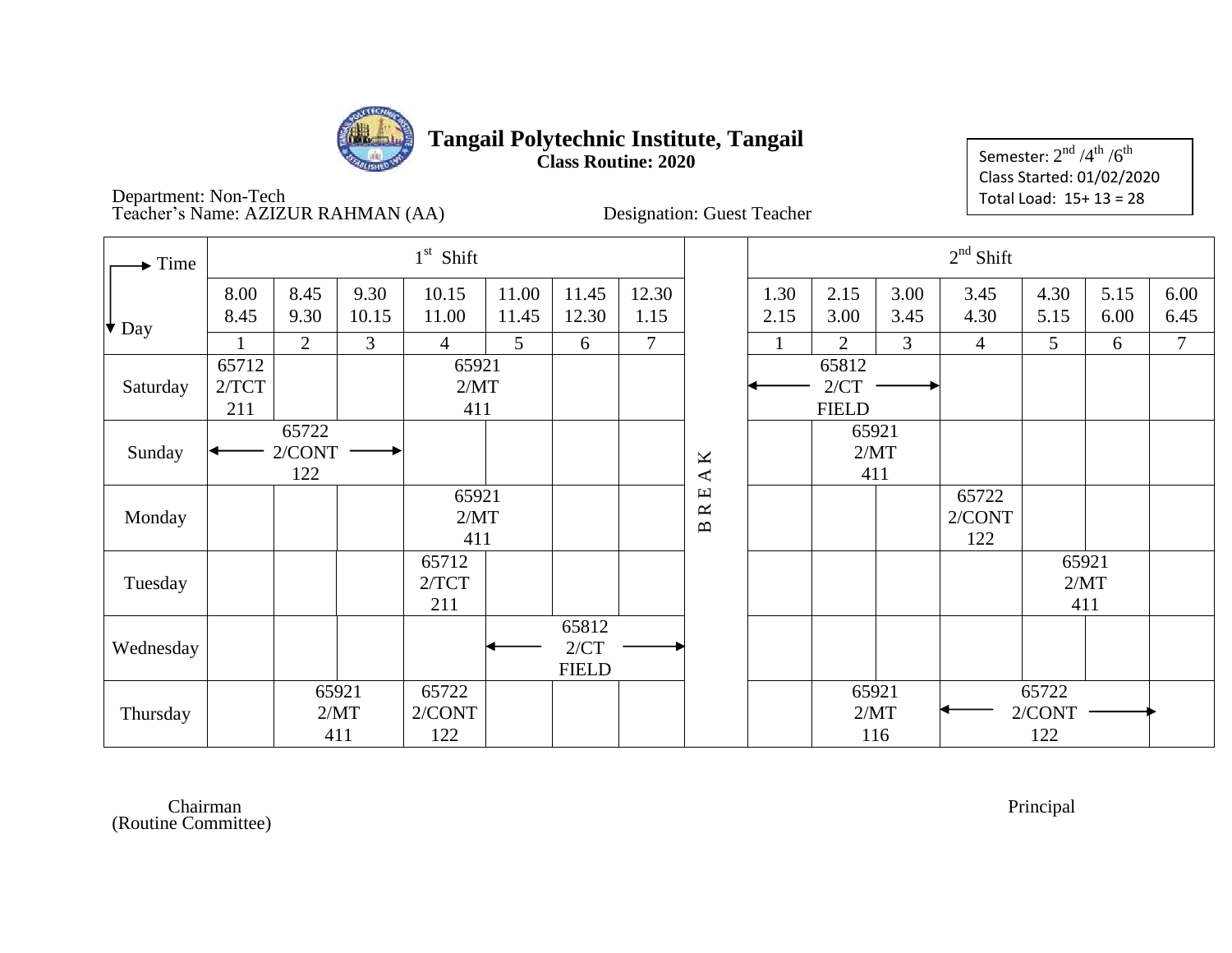# Tangail Polytechnic Institute, Tangail

**Class Routine: 2020**

Semester: 2nd /4th /6th
Class Started: 01/02/2020
Total Load: 15+ 13 = 28

Department: Non-Tech
Teacher's Name: AZIZUR RAHMAN (AA)

Designation: Guest Teacher

| Time / Day | 1st Shift | | | | | | | | 2nd Shift | | | | | | |
|---|---|---|---|---|---|---|---|---|---|---|---|---|---|---|---|
| | 8.00 8.45 | 8.45 9.30 | 9.30 10.15 | 10.15 11.00 | 11.00 11.45 | 11.45 12.30 | 12.30 1.15 | | 1.30 2.15 | 2.15 3.00 | 3.00 3.45 | 3.45 4.30 | 4.30 5.15 | 5.15 6.00 | 6.00 6.45 |
| | 1 | 2 | 3 | 4 | 5 | 6 | 7 | | 1 | 2 | 3 | 4 | 5 | 6 | 7 |
| Saturday | 65712 2/TCT 211 | | | 65921 2/MT 411 | | | | B | ← 65812 2/CT FIELD → | | | | | | |
| Sunday | ← 65722 2/CONT 122 → | | | | | | | R | | 65921 2/MT 411 | | | | | |
| Monday | | | | 65921 2/MT 411 | | | | E | | | | 65722 2/CONT 122 | | | |
| Tuesday | | | | 65712 2/TCT 211 | | | | A | | | | | 65921 2/MT 411 | | |
| Wednesday | | | | | ← 65812 2/CT FIELD → | | | K | | | | | | | |
| Thursday | | 65921 2/MT 411 | | 65722 2/CONT 122 | | | | | | 65921 2/MT 116 | | ← 65722 2/CONT 122 → | | | |

Chairman
(Routine Committee)

Principal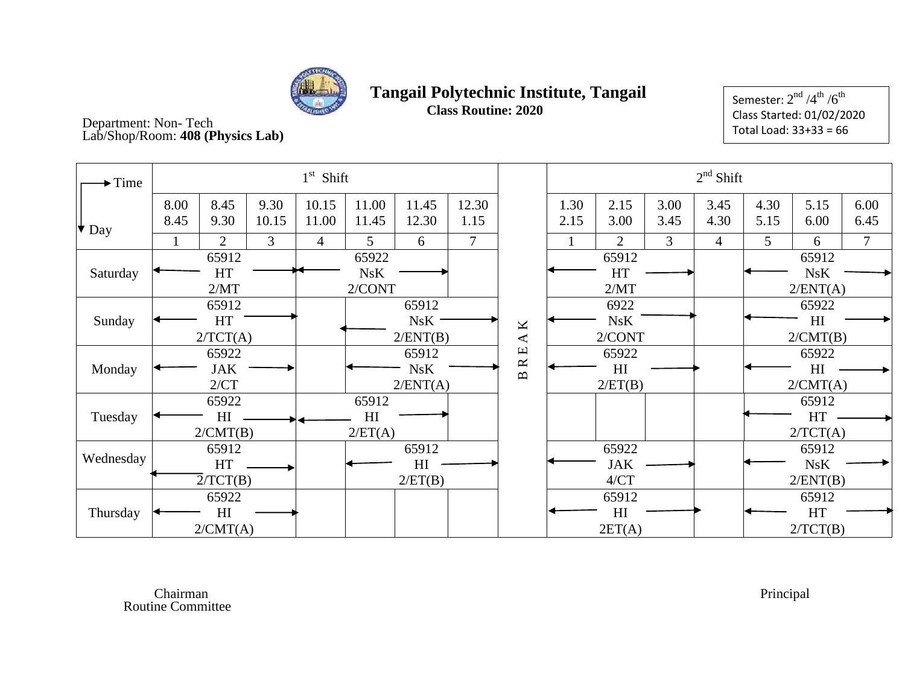# Tangail Polytechnic Institute, Tangail

**Class Routine: 2020**

Department: Non- Tech
Lab/Shop/Room: **408 (Physics Lab)**

Semester: 2nd /4th /6th
Class Started: 01/02/2020
Total Load: 33+33 = 66

| Time → / Day ↓ | 1st Shift | | | | | | | | 2nd Shift | | | | | | |
|---|---|---|---|---|---|---|---|---|---|---|---|---|---|---|---|
| | 8.00 8.45 | 8.45 9.30 | 9.30 10.15 | 10.15 11.00 | 11.00 11.45 | 11.45 12.30 | 12.30 1.15 | | 1.30 2.15 | 2.15 3.00 | 3.00 3.45 | 3.45 4.30 | 4.30 5.15 | 5.15 6.00 | 6.00 6.45 |
| | 1 | 2 | 3 | 4 | 5 | 6 | 7 | | 1 | 2 | 3 | 4 | 5 | 6 | 7 |
| Saturday | ← | 65912 HT 2/MT | → | ← | 65922 NsK 2/CONT | → | | B | ← | 65912 HT 2/MT | → | | ← | 65912 NsK 2/ENT(A) | → |
| Sunday | ← | 65912 HT 2/TCT(A) | → | | ← | 65912 NsK 2/ENT(B) | → | R | ← | 6922 NsK 2/CONT | → | | ← | 65922 HI 2/CMT(B) | → |
| Monday | ← | 65922 JAK 2/CT | → | | ← | 65912 NsK 2/ENT(A) | → | E | ← | 65922 HI 2/ET(B) | → | | ← | 65922 HI 2/CMT(A) | → |
| Tuesday | ← | 65922 HI 2/CMT(B) | → | ← | 65912 HI 2/ET(A) | → | | A | | | | | ← | 65912 HT 2/TCT(A) | → |
| Wednesday | ← | 65912 HT 2/TCT(B) | → | | ← | 65912 HI 2/ET(B) | → | K | ← | 65922 JAK 4/CT | → | | ← | 65912 NsK 2/ENT(B) | → |
| Thursday | ← | 65922 HI 2/CMT(A) | → | | | | | | ← | 65912 HI 2ET(A) | → | | ← | 65912 HT 2/TCT(B) | → |

Chairman
Routine Committee

Principal